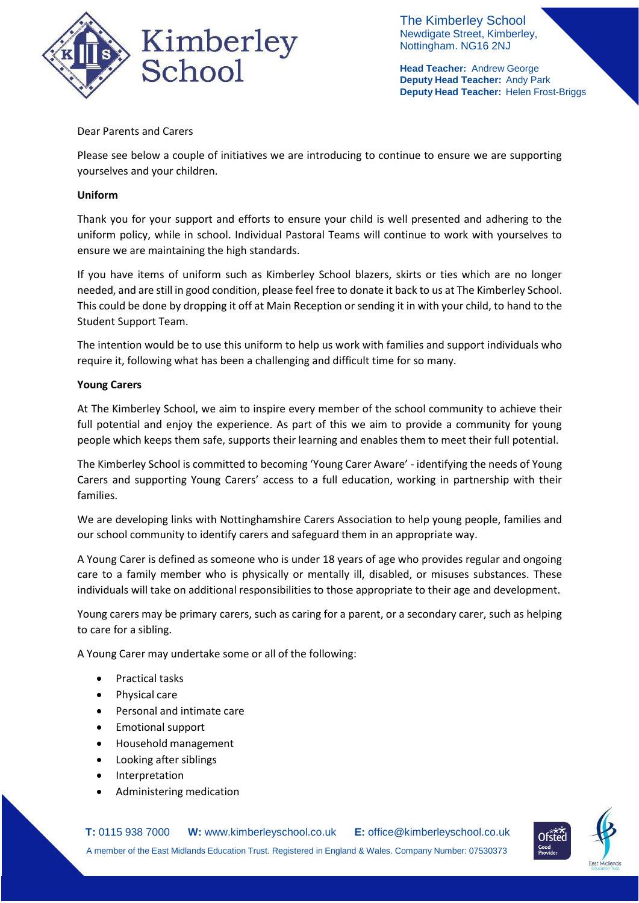The Kimberley School
Newdigate Street, Kimberley,
Nottingham. NG16 2NJ

**Head Teacher:** Andrew George
**Deputy Head Teacher:** Andy Park
**Deputy Head Teacher:** Helen Frost-Briggs

Dear Parents and Carers

Please see below a couple of initiatives we are introducing to continue to ensure we are supporting yourselves and your children.

**Uniform**

Thank you for your support and efforts to ensure your child is well presented and adhering to the uniform policy, while in school. Individual Pastoral Teams will continue to work with yourselves to ensure we are maintaining the high standards.

If you have items of uniform such as Kimberley School blazers, skirts or ties which are no longer needed, and are still in good condition, please feel free to donate it back to us at The Kimberley School. This could be done by dropping it off at Main Reception or sending it in with your child, to hand to the Student Support Team.

The intention would be to use this uniform to help us work with families and support individuals who require it, following what has been a challenging and difficult time for so many.

**Young Carers**

At The Kimberley School, we aim to inspire every member of the school community to achieve their full potential and enjoy the experience. As part of this we aim to provide a community for young people which keeps them safe, supports their learning and enables them to meet their full potential.

The Kimberley School is committed to becoming 'Young Carer Aware' - identifying the needs of Young Carers and supporting Young Carers' access to a full education, working in partnership with their families.

We are developing links with Nottinghamshire Carers Association to help young people, families and our school community to identify carers and safeguard them in an appropriate way.

A Young Carer is defined as someone who is under 18 years of age who provides regular and ongoing care to a family member who is physically or mentally ill, disabled, or misuses substances. These individuals will take on additional responsibilities to those appropriate to their age and development.

Young carers may be primary carers, such as caring for a parent, or a secondary carer, such as helping to care for a sibling.

A Young Carer may undertake some or all of the following:

- Practical tasks
- Physical care
- Personal and intimate care
- Emotional support
- Household management
- Looking after siblings
- Interpretation
- Administering medication

**T:** 0115 938 7000 **W:** www.kimberleyschool.co.uk **E:** office@kimberleyschool.co.uk

A member of the East Midlands Education Trust. Registered in England & Wales. Company Number: 07530373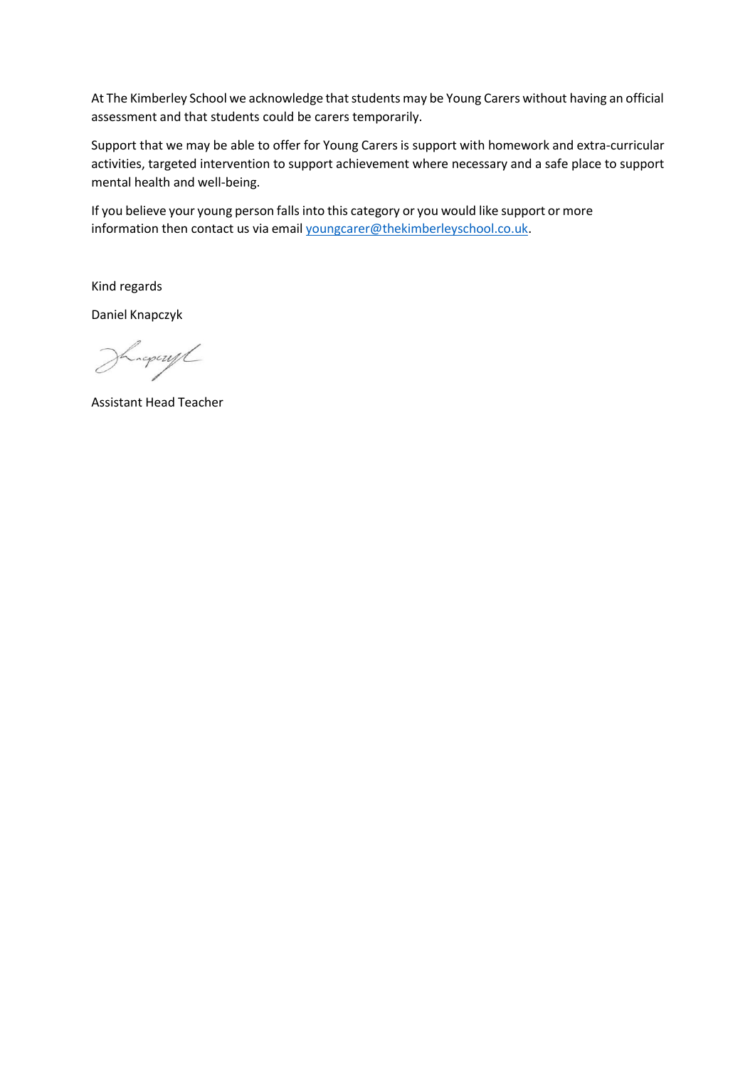At The Kimberley School we acknowledge that students may be Young Carers without having an official assessment and that students could be carers temporarily.

Support that we may be able to offer for Young Carers is support with homework and extra-curricular activities, targeted intervention to support achievement where necessary and a safe place to support mental health and well-being.

If you believe your young person falls into this category or you would like support or more information then contact us via email youngcarer@thekimberleyschool.co.uk.

Kind regards

Daniel Knapczyk

Assistant Head Teacher